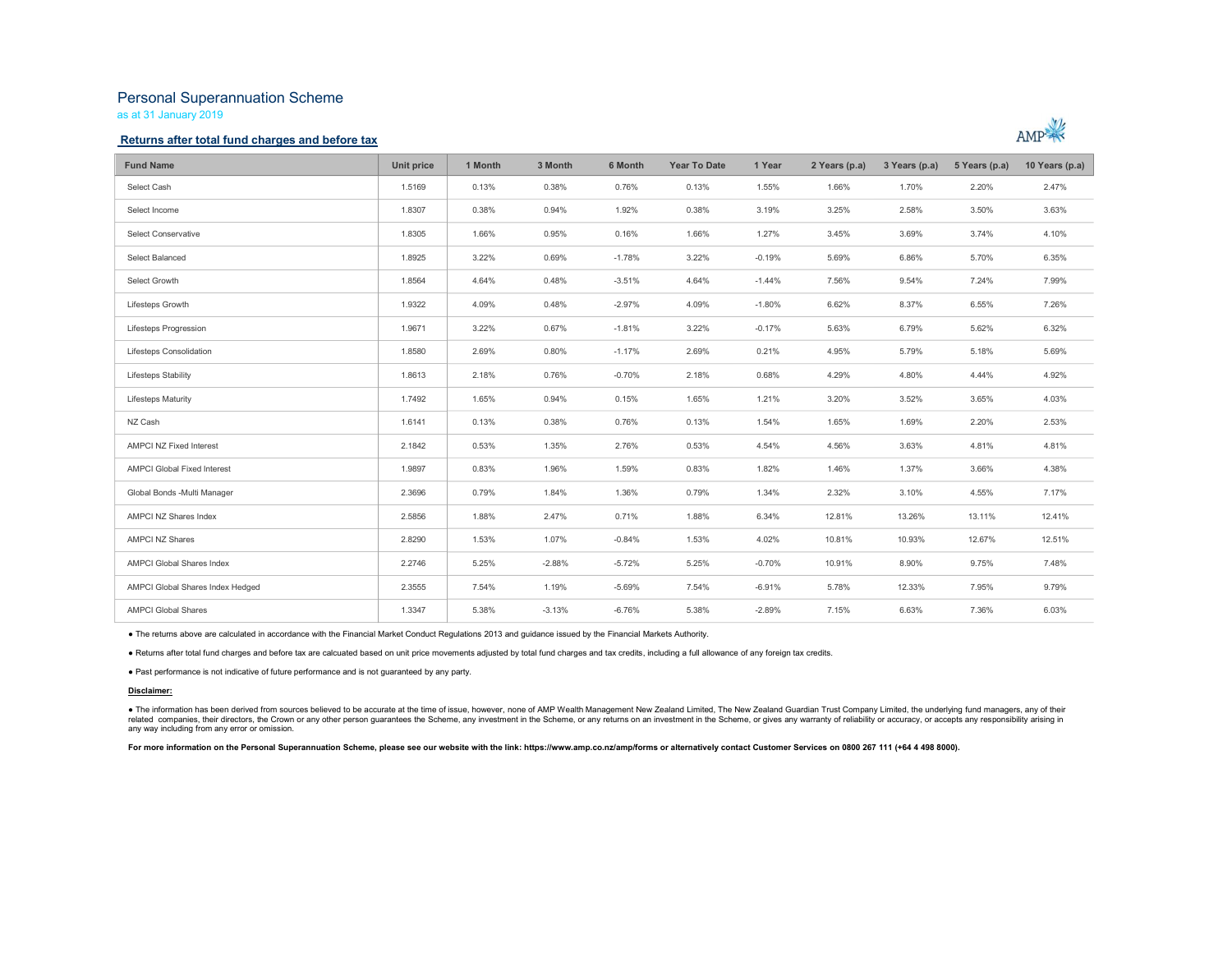# Personal Superannuation Scheme

as at 31 January 2019

## Returns after total fund charges and before tax

| Fund Name | Unit price | 1 Month | 3 Month | 6 Month | Year To Date | 1 Year | 2 Years (p.a) | 3 Years (p.a) | 5 Years (p.a) | 10 Years (p.a) |
|---|---|---|---|---|---|---|---|---|---|---|
| Select Cash | 1.5169 | 0.13% | 0.38% | 0.76% | 0.13% | 1.55% | 1.66% | 1.70% | 2.20% | 2.47% |
| Select Income | 1.8307 | 0.38% | 0.94% | 1.92% | 0.38% | 3.19% | 3.25% | 2.58% | 3.50% | 3.63% |
| Select Conservative | 1.8305 | 1.66% | 0.95% | 0.16% | 1.66% | 1.27% | 3.45% | 3.69% | 3.74% | 4.10% |
| Select Balanced | 1.8925 | 3.22% | 0.69% | -1.78% | 3.22% | -0.19% | 5.69% | 6.86% | 5.70% | 6.35% |
| Select Growth | 1.8564 | 4.64% | 0.48% | -3.51% | 4.64% | -1.44% | 7.56% | 9.54% | 7.24% | 7.99% |
| Lifesteps Growth | 1.9322 | 4.09% | 0.48% | -2.97% | 4.09% | -1.80% | 6.62% | 8.37% | 6.55% | 7.26% |
| Lifesteps Progression | 1.9671 | 3.22% | 0.67% | -1.81% | 3.22% | -0.17% | 5.63% | 6.79% | 5.62% | 6.32% |
| Lifesteps Consolidation | 1.8580 | 2.69% | 0.80% | -1.17% | 2.69% | 0.21% | 4.95% | 5.79% | 5.18% | 5.69% |
| Lifesteps Stability | 1.8613 | 2.18% | 0.76% | -0.70% | 2.18% | 0.68% | 4.29% | 4.80% | 4.44% | 4.92% |
| Lifesteps Maturity | 1.7492 | 1.65% | 0.94% | 0.15% | 1.65% | 1.21% | 3.20% | 3.52% | 3.65% | 4.03% |
| NZ Cash | 1.6141 | 0.13% | 0.38% | 0.76% | 0.13% | 1.54% | 1.65% | 1.69% | 2.20% | 2.53% |
| AMPCI NZ Fixed Interest | 2.1842 | 0.53% | 1.35% | 2.76% | 0.53% | 4.54% | 4.56% | 3.63% | 4.81% | 4.81% |
| AMPCI Global Fixed Interest | 1.9897 | 0.83% | 1.96% | 1.59% | 0.83% | 1.82% | 1.46% | 1.37% | 3.66% | 4.38% |
| Global Bonds -Multi Manager | 2.3696 | 0.79% | 1.84% | 1.36% | 0.79% | 1.34% | 2.32% | 3.10% | 4.55% | 7.17% |
| AMPCI NZ Shares Index | 2.5856 | 1.88% | 2.47% | 0.71% | 1.88% | 6.34% | 12.81% | 13.26% | 13.11% | 12.41% |
| AMPCI NZ Shares | 2.8290 | 1.53% | 1.07% | -0.84% | 1.53% | 4.02% | 10.81% | 10.93% | 12.67% | 12.51% |
| AMPCI Global Shares Index | 2.2746 | 5.25% | -2.88% | -5.72% | 5.25% | -0.70% | 10.91% | 8.90% | 9.75% | 7.48% |
| AMPCI Global Shares Index Hedged | 2.3555 | 7.54% | 1.19% | -5.69% | 7.54% | -6.91% | 5.78% | 12.33% | 7.95% | 9.79% |
| AMPCI Global Shares | 1.3347 | 5.38% | -3.13% | -6.76% | 5.38% | -2.89% | 7.15% | 6.63% | 7.36% | 6.03% |

- The returns above are calculated in accordance with the Financial Market Conduct Regulations 2013 and guidance issued by the Financial Markets Authority.
- Returns after total fund charges and before tax are calcuated based on unit price movements adjusted by total fund charges and tax credits, including a full allowance of any foreign tax credits.
- Past performance is not indicative of future performance and is not guaranteed by any party.

**Disclaimer:**

- The information has been derived from sources believed to be accurate at the time of issue, however, none of AMP Wealth Management New Zealand Limited, The New Zealand Guardian Trust Company Limited, the underlying fund managers, any of their related companies, their directors, the Crown or any other person guarantees the Scheme, any investment in the Scheme, or any returns on an investment in the Scheme, or gives any warranty of reliability or accuracy, or accepts any responsibility arising in any way including from any error or omission.

**For more information on the Personal Superannuation Scheme, please see our website with the link: https://www.amp.co.nz/amp/forms or alternatively contact Customer Services on 0800 267 111 (+64 4 498 8000).**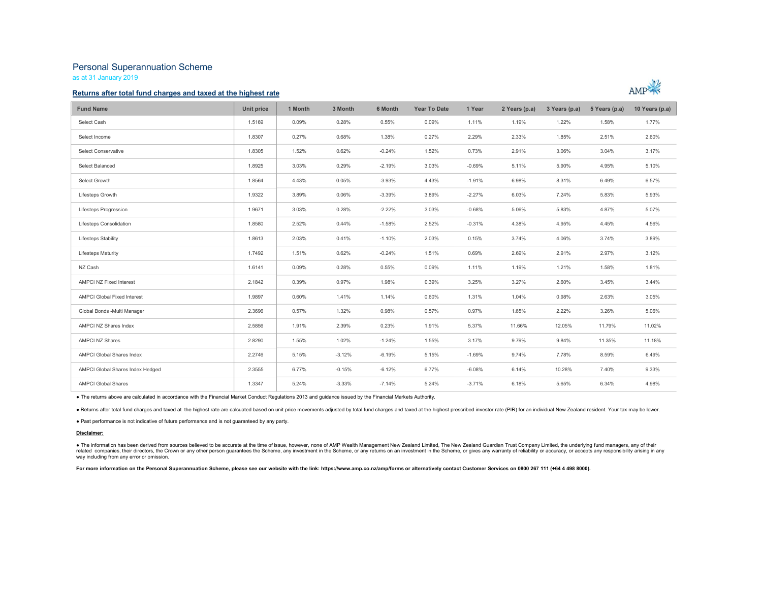# Personal Superannuation Scheme

as at 31 January 2019

## Returns after total fund charges and taxed at the highest rate

| Fund Name | Unit price | 1 Month | 3 Month | 6 Month | Year To Date | 1 Year | 2 Years (p.a) | 3 Years (p.a) | 5 Years (p.a) | 10 Years (p.a) |
|---|---|---|---|---|---|---|---|---|---|---|
| Select Cash | 1.5169 | 0.09% | 0.28% | 0.55% | 0.09% | 1.11% | 1.19% | 1.22% | 1.58% | 1.77% |
| Select Income | 1.8307 | 0.27% | 0.68% | 1.38% | 0.27% | 2.29% | 2.33% | 1.85% | 2.51% | 2.60% |
| Select Conservative | 1.8305 | 1.52% | 0.62% | -0.24% | 1.52% | 0.73% | 2.91% | 3.06% | 3.04% | 3.17% |
| Select Balanced | 1.8925 | 3.03% | 0.29% | -2.19% | 3.03% | -0.69% | 5.11% | 5.90% | 4.95% | 5.10% |
| Select Growth | 1.8564 | 4.43% | 0.05% | -3.93% | 4.43% | -1.91% | 6.98% | 8.31% | 6.49% | 6.57% |
| Lifesteps Growth | 1.9322 | 3.89% | 0.06% | -3.39% | 3.89% | -2.27% | 6.03% | 7.24% | 5.83% | 5.93% |
| Lifesteps Progression | 1.9671 | 3.03% | 0.28% | -2.22% | 3.03% | -0.68% | 5.06% | 5.83% | 4.87% | 5.07% |
| Lifesteps Consolidation | 1.8580 | 2.52% | 0.44% | -1.58% | 2.52% | -0.31% | 4.38% | 4.95% | 4.45% | 4.56% |
| Lifesteps Stability | 1.8613 | 2.03% | 0.41% | -1.10% | 2.03% | 0.15% | 3.74% | 4.06% | 3.74% | 3.89% |
| Lifesteps Maturity | 1.7492 | 1.51% | 0.62% | -0.24% | 1.51% | 0.69% | 2.69% | 2.91% | 2.97% | 3.12% |
| NZ Cash | 1.6141 | 0.09% | 0.28% | 0.55% | 0.09% | 1.11% | 1.19% | 1.21% | 1.58% | 1.81% |
| AMPCI NZ Fixed Interest | 2.1842 | 0.39% | 0.97% | 1.98% | 0.39% | 3.25% | 3.27% | 2.60% | 3.45% | 3.44% |
| AMPCI Global Fixed Interest | 1.9897 | 0.60% | 1.41% | 1.14% | 0.60% | 1.31% | 1.04% | 0.98% | 2.63% | 3.05% |
| Global Bonds -Multi Manager | 2.3696 | 0.57% | 1.32% | 0.98% | 0.57% | 0.97% | 1.65% | 2.22% | 3.26% | 5.06% |
| AMPCI NZ Shares Index | 2.5856 | 1.91% | 2.39% | 0.23% | 1.91% | 5.37% | 11.66% | 12.05% | 11.79% | 11.02% |
| AMPCI NZ Shares | 2.8290 | 1.55% | 1.02% | -1.24% | 1.55% | 3.17% | 9.79% | 9.84% | 11.35% | 11.18% |
| AMPCI Global Shares Index | 2.2746 | 5.15% | -3.12% | -6.19% | 5.15% | -1.69% | 9.74% | 7.78% | 8.59% | 6.49% |
| AMPCI Global Shares Index Hedged | 2.3555 | 6.77% | -0.15% | -6.12% | 6.77% | -6.08% | 6.14% | 10.28% | 7.40% | 9.33% |
| AMPCI Global Shares | 1.3347 | 5.24% | -3.33% | -7.14% | 5.24% | -3.71% | 6.18% | 5.65% | 6.34% | 4.98% |

- The returns above are calculated in accordance with the Financial Market Conduct Regulations 2013 and guidance issued by the Financial Markets Authority.

- Returns after total fund charges and taxed at the highest rate are calcuated based on unit price movements adjusted by total fund charges and taxed at the highest prescribed investor rate (PIR) for an individual New Zealand resident. Your tax may be lower.

- Past performance is not indicative of future performance and is not guaranteed by any party.

**Disclaimer:**

- The information has been derived from sources believed to be accurate at the time of issue, however, none of AMP Wealth Management New Zealand Limited, The New Zealand Guardian Trust Company Limited, the underlying fund managers, any of their related companies, their directors, the Crown or any other person guarantees the Scheme, any investment in the Scheme, or any returns on an investment in the Scheme, or gives any warranty of reliability or accuracy, or accepts any responsibility arising in any way including from any error or omission.

**For more information on the Personal Superannuation Scheme, please see our website with the link: https://www.amp.co.nz/amp/forms or alternatively contact Customer Services on 0800 267 111 (+64 4 498 8000).**